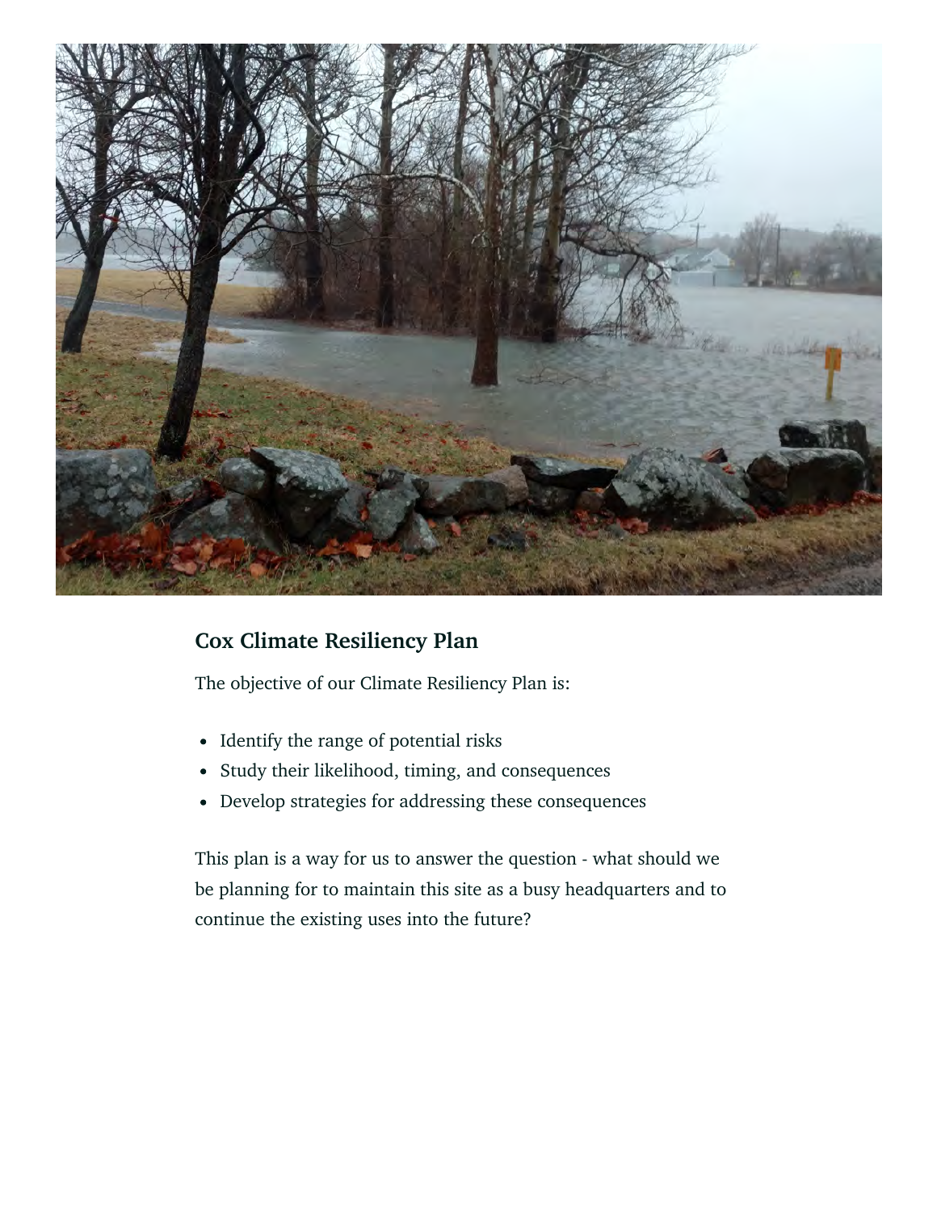## Cox Climate Resiliency Plan

The objective of our Climate Resiliency Plan is:

- Identify the range of potential risks
- Study their likelihood, timing, and consequences
- Develop strategies for addressing these consequences

This plan is a way for us to answer the question - what should we be planning for to maintain this site as a busy headquarters and to continue the existing uses into the future?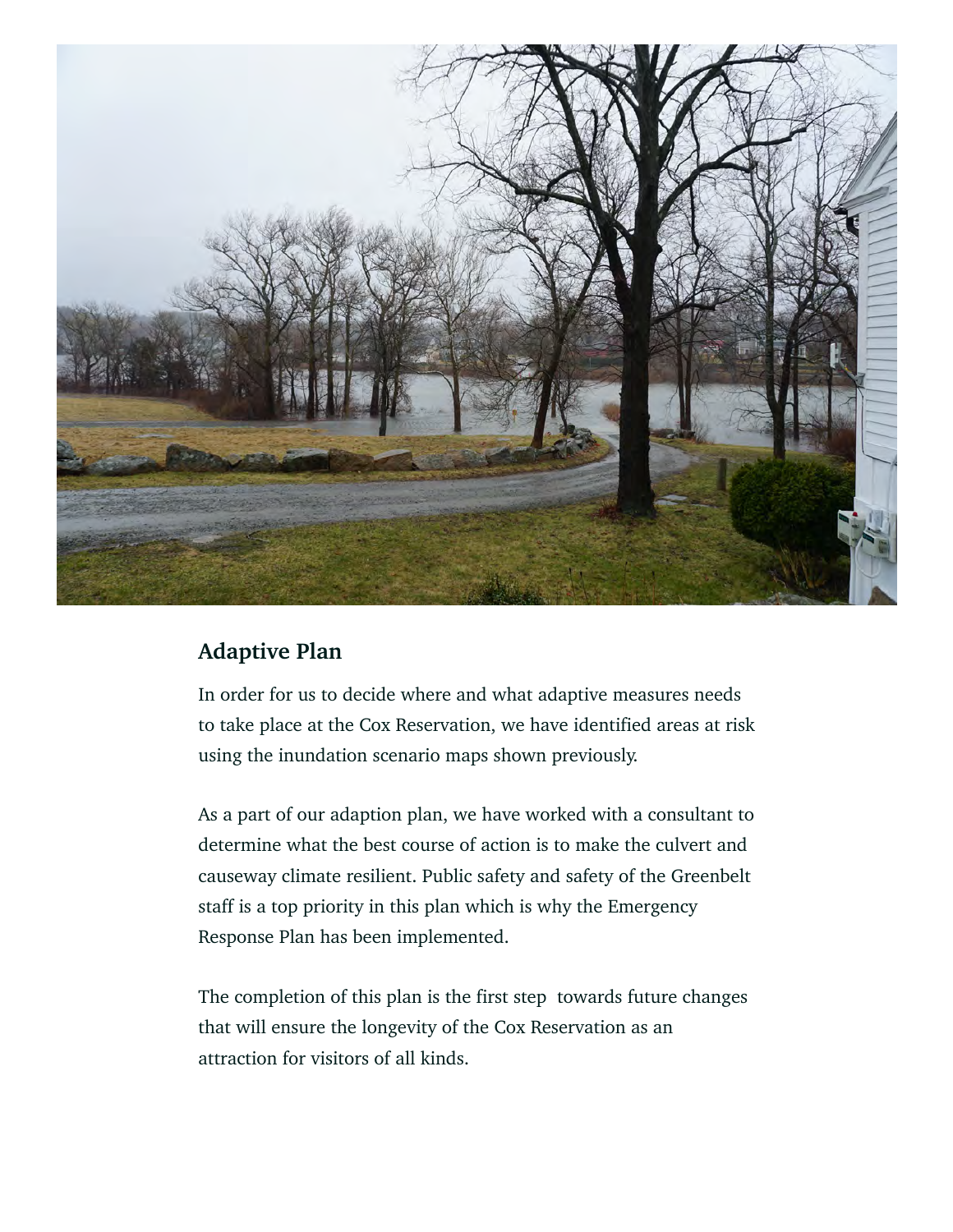## Adaptive Plan

In order for us to decide where and what adaptive measures needs to take place at the Cox Reservation, we have identified areas at risk using the inundation scenario maps shown previously.

As a part of our adaption plan, we have worked with a consultant to determine what the best course of action is to make the culvert and causeway climate resilient. Public safety and safety of the Greenbelt staff is a top priority in this plan which is why the Emergency Response Plan has been implemented.

The completion of this plan is the first step  towards future changes that will ensure the longevity of the Cox Reservation as an attraction for visitors of all kinds.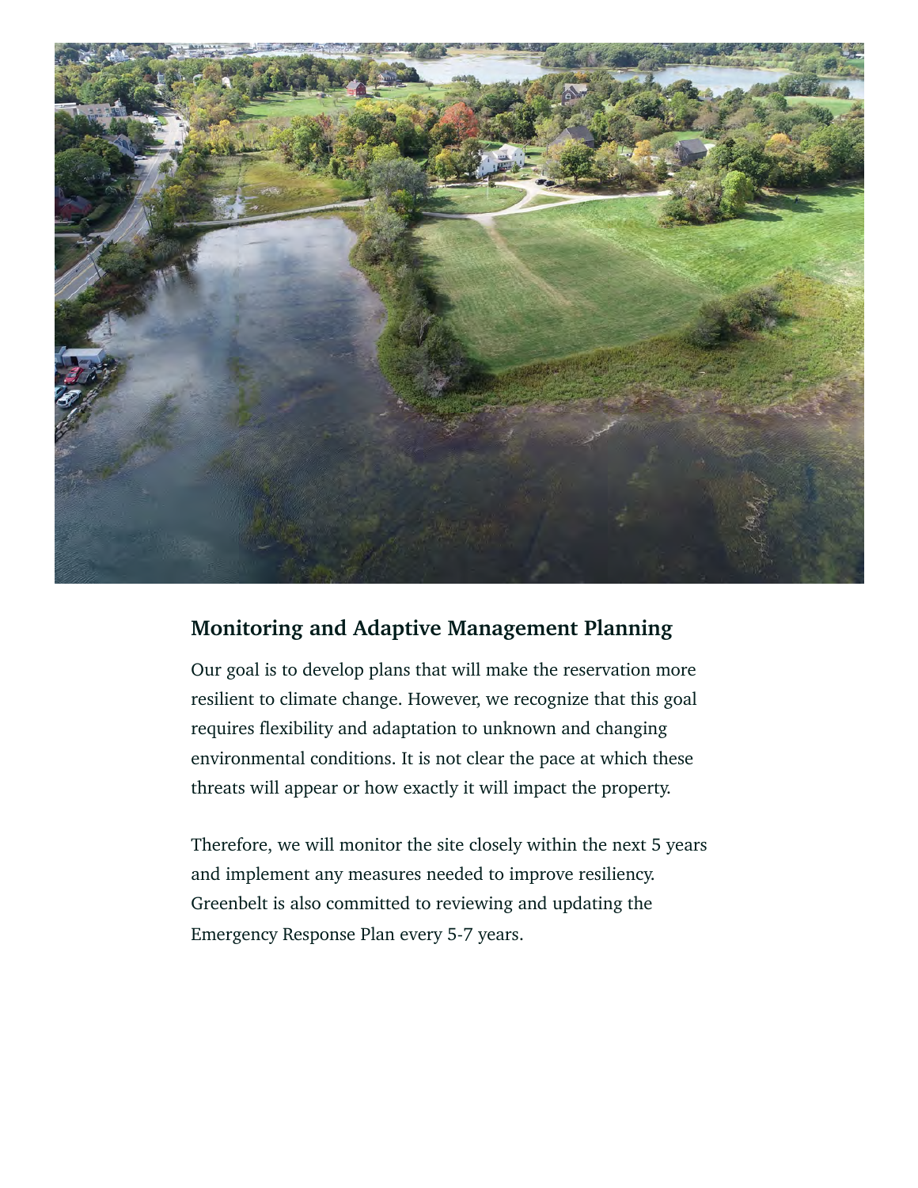## Monitoring and Adaptive Management Planning

Our goal is to develop plans that will make the reservation more resilient to climate change. However, we recognize that this goal requires flexibility and adaptation to unknown and changing environmental conditions. It is not clear the pace at which these threats will appear or how exactly it will impact the property.

Therefore, we will monitor the site closely within the next 5 years and implement any measures needed to improve resiliency. Greenbelt is also committed to reviewing and updating the Emergency Response Plan every 5-7 years.